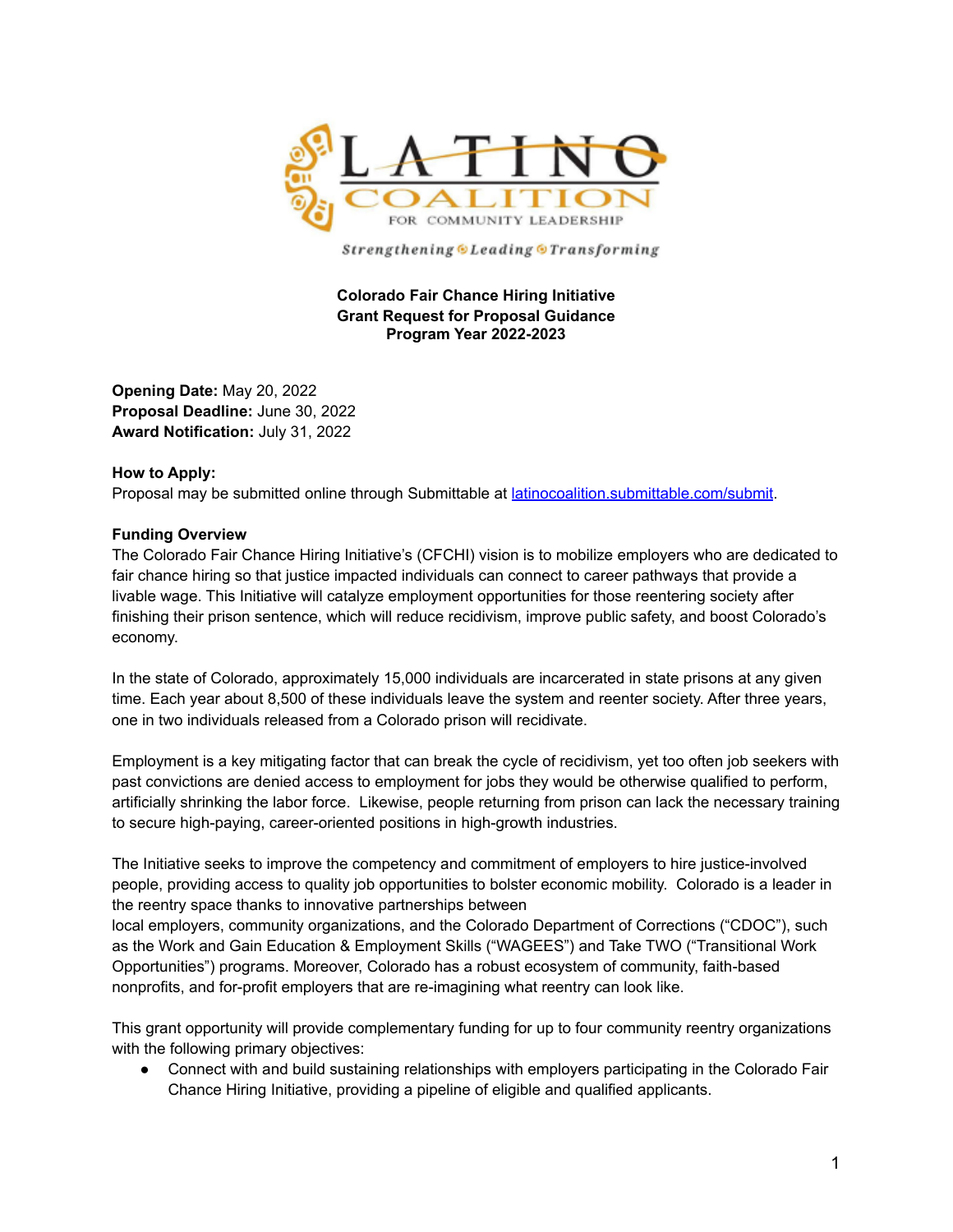LATINO COALITION FOR COMMUNITY LEADERSHIP

*Strengthening ◉ Leading ◉ Transforming*

**Colorado Fair Chance Hiring Initiative**
**Grant Request for Proposal Guidance**
**Program Year 2022-2023**

**Opening Date:** May 20, 2022
**Proposal Deadline:** June 30, 2022
**Award Notification:** July 31, 2022

**How to Apply:**
Proposal may be submitted online through Submittable at [latinocoalition.submittable.com/submit](latinocoalition.submittable.com/submit).

**Funding Overview**

The Colorado Fair Chance Hiring Initiative's (CFCHI) vision is to mobilize employers who are dedicated to fair chance hiring so that justice impacted individuals can connect to career pathways that provide a livable wage. This Initiative will catalyze employment opportunities for those reentering society after finishing their prison sentence, which will reduce recidivism, improve public safety, and boost Colorado's economy.

In the state of Colorado, approximately 15,000 individuals are incarcerated in state prisons at any given time. Each year about 8,500 of these individuals leave the system and reenter society. After three years, one in two individuals released from a Colorado prison will recidivate.

Employment is a key mitigating factor that can break the cycle of recidivism, yet too often job seekers with past convictions are denied access to employment for jobs they would be otherwise qualified to perform, artificially shrinking the labor force. Likewise, people returning from prison can lack the necessary training to secure high-paying, career-oriented positions in high-growth industries.

The Initiative seeks to improve the competency and commitment of employers to hire justice-involved people, providing access to quality job opportunities to bolster economic mobility. Colorado is a leader in the reentry space thanks to innovative partnerships between local employers, community organizations, and the Colorado Department of Corrections ("CDOC"), such as the Work and Gain Education & Employment Skills ("WAGEES") and Take TWO ("Transitional Work Opportunities") programs. Moreover, Colorado has a robust ecosystem of community, faith-based nonprofits, and for-profit employers that are re-imagining what reentry can look like.

This grant opportunity will provide complementary funding for up to four community reentry organizations with the following primary objectives:

- Connect with and build sustaining relationships with employers participating in the Colorado Fair Chance Hiring Initiative, providing a pipeline of eligible and qualified applicants.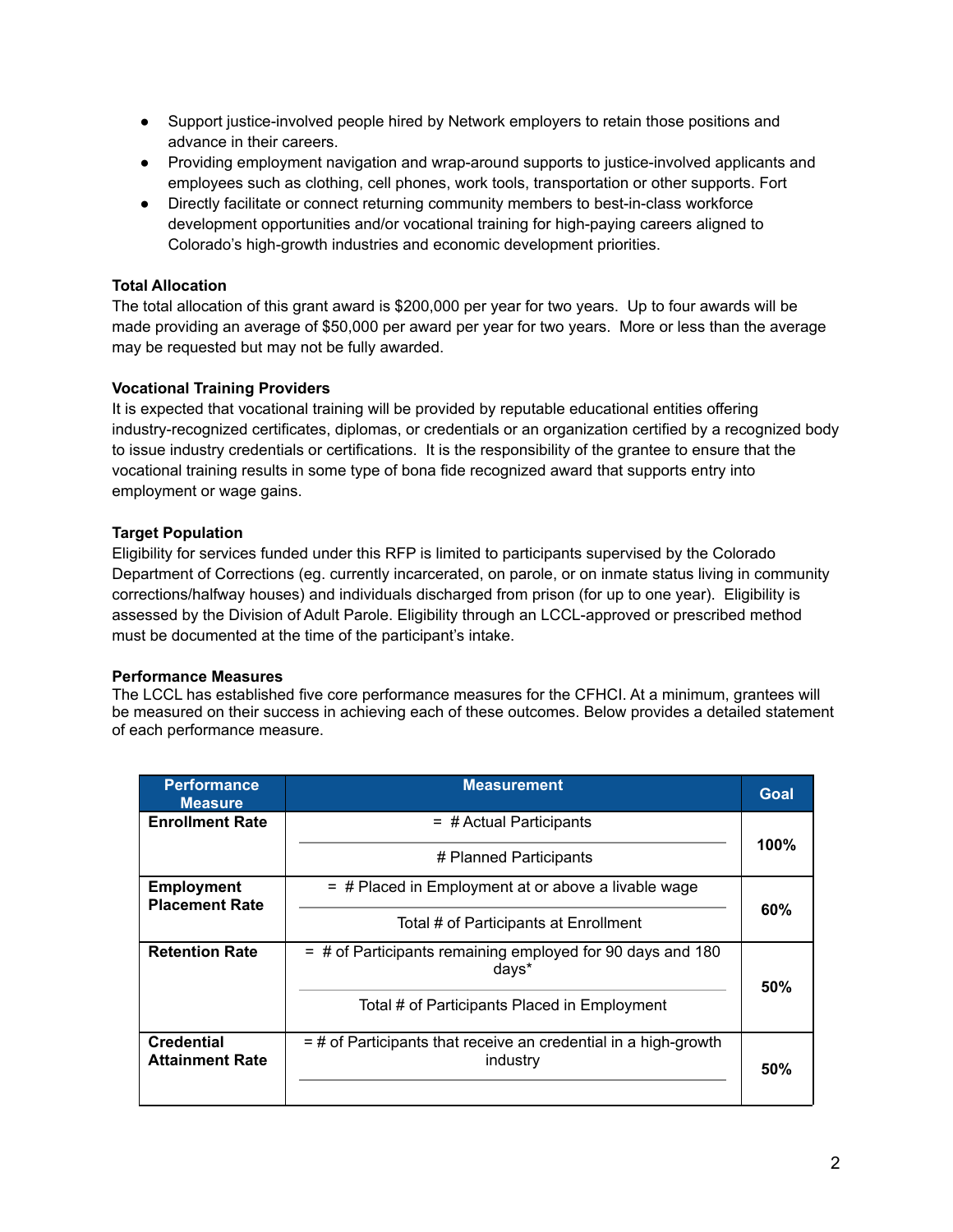- Support justice-involved people hired by Network employers to retain those positions and advance in their careers.
- Providing employment navigation and wrap-around supports to justice-involved applicants and employees such as clothing, cell phones, work tools, transportation or other supports. Fort
- Directly facilitate or connect returning community members to best-in-class workforce development opportunities and/or vocational training for high-paying careers aligned to Colorado's high-growth industries and economic development priorities.

**Total Allocation**

The total allocation of this grant award is $200,000 per year for two years. Up to four awards will be made providing an average of $50,000 per award per year for two years. More or less than the average may be requested but may not be fully awarded.

**Vocational Training Providers**

It is expected that vocational training will be provided by reputable educational entities offering industry-recognized certificates, diplomas, or credentials or an organization certified by a recognized body to issue industry credentials or certifications. It is the responsibility of the grantee to ensure that the vocational training results in some type of bona fide recognized award that supports entry into employment or wage gains.

**Target Population**

Eligibility for services funded under this RFP is limited to participants supervised by the Colorado Department of Corrections (eg. currently incarcerated, on parole, or on inmate status living in community corrections/halfway houses) and individuals discharged from prison (for up to one year). Eligibility is assessed by the Division of Adult Parole. Eligibility through an LCCL-approved or prescribed method must be documented at the time of the participant's intake.

**Performance Measures**

The LCCL has established five core performance measures for the CFHCI. At a minimum, grantees will be measured on their success in achieving each of these outcomes. Below provides a detailed statement of each performance measure.

| Performance Measure | Measurement | Goal |
|---|---|---|
| **Enrollment Rate** | = # Actual Participants / # Planned Participants | **100%** |
| **Employment Placement Rate** | = # Placed in Employment at or above a livable wage / Total # of Participants at Enrollment | **60%** |
| **Retention Rate** | = # of Participants remaining employed for 90 days and 180 days* / Total # of Participants Placed in Employment | **50%** |
| **Credential Attainment Rate** | = # of Participants that receive an credential in a high-growth industry / | **50%** |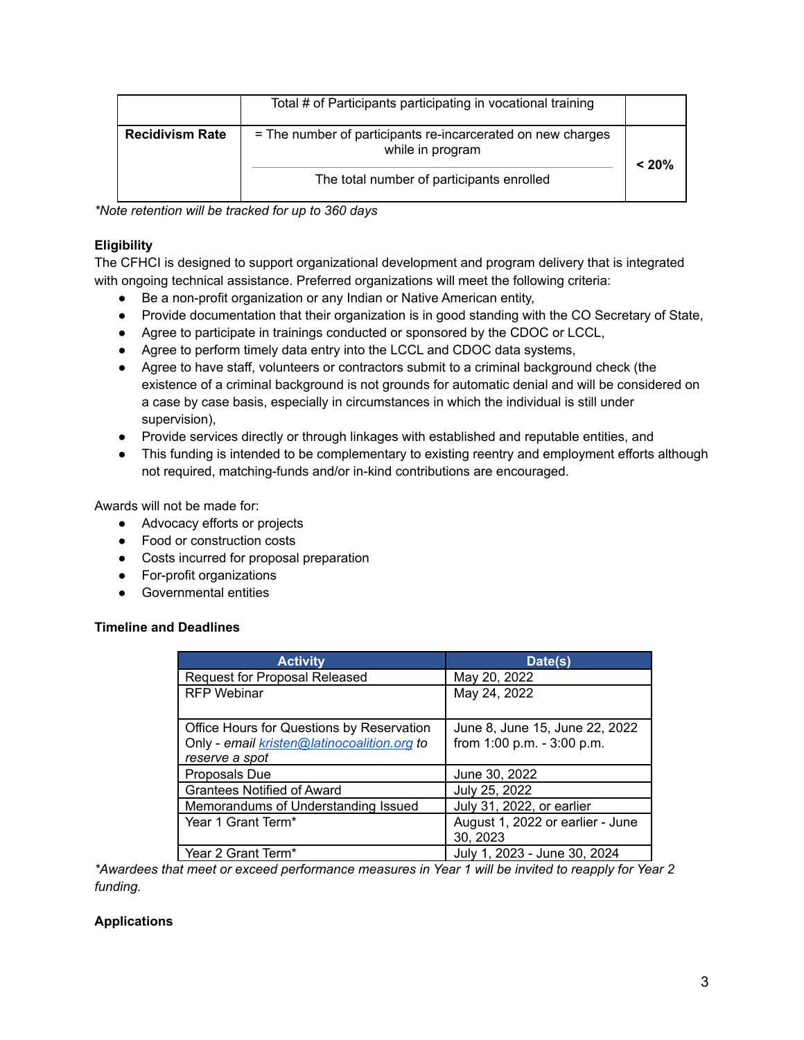| | Total # of Participants participating in vocational training | |
|---|---|---|
| **Recidivism Rate** | = The number of participants re-incarcerated on new charges while in program / The total number of participants enrolled | **< 20%** |

*\*Note retention will be tracked for up to 360 days*

**Eligibility**

The CFHCI is designed to support organizational development and program delivery that is integrated with ongoing technical assistance. Preferred organizations will meet the following criteria:

- Be a non-profit organization or any Indian or Native American entity,
- Provide documentation that their organization is in good standing with the CO Secretary of State,
- Agree to participate in trainings conducted or sponsored by the CDOC or LCCL,
- Agree to perform timely data entry into the LCCL and CDOC data systems,
- Agree to have staff, volunteers or contractors submit to a criminal background check (the existence of a criminal background is not grounds for automatic denial and will be considered on a case by case basis, especially in circumstances in which the individual is still under supervision),
- Provide services directly or through linkages with established and reputable entities, and
- This funding is intended to be complementary to existing reentry and employment efforts although not required, matching-funds and/or in-kind contributions are encouraged.

Awards will not be made for:

- Advocacy efforts or projects
- Food or construction costs
- Costs incurred for proposal preparation
- For-profit organizations
- Governmental entities

**Timeline and Deadlines**

| Activity | Date(s) |
|---|---|
| Request for Proposal Released | May 20, 2022 |
| RFP Webinar | May 24, 2022 |
| Office Hours for Questions by Reservation Only - *email kristen@latinocoalition.org to reserve a spot* | June 8, June 15, June 22, 2022 from 1:00 p.m. - 3:00 p.m. |
| Proposals Due | June 30, 2022 |
| Grantees Notified of Award | July 25, 2022 |
| Memorandums of Understanding Issued | July 31, 2022, or earlier |
| Year 1 Grant Term* | August 1, 2022 or earlier - June 30, 2023 |
| Year 2 Grant Term* | July 1, 2023 - June 30, 2024 |

*\*Awardees that meet or exceed performance measures in Year 1 will be invited to reapply for Year 2 funding.*

**Applications**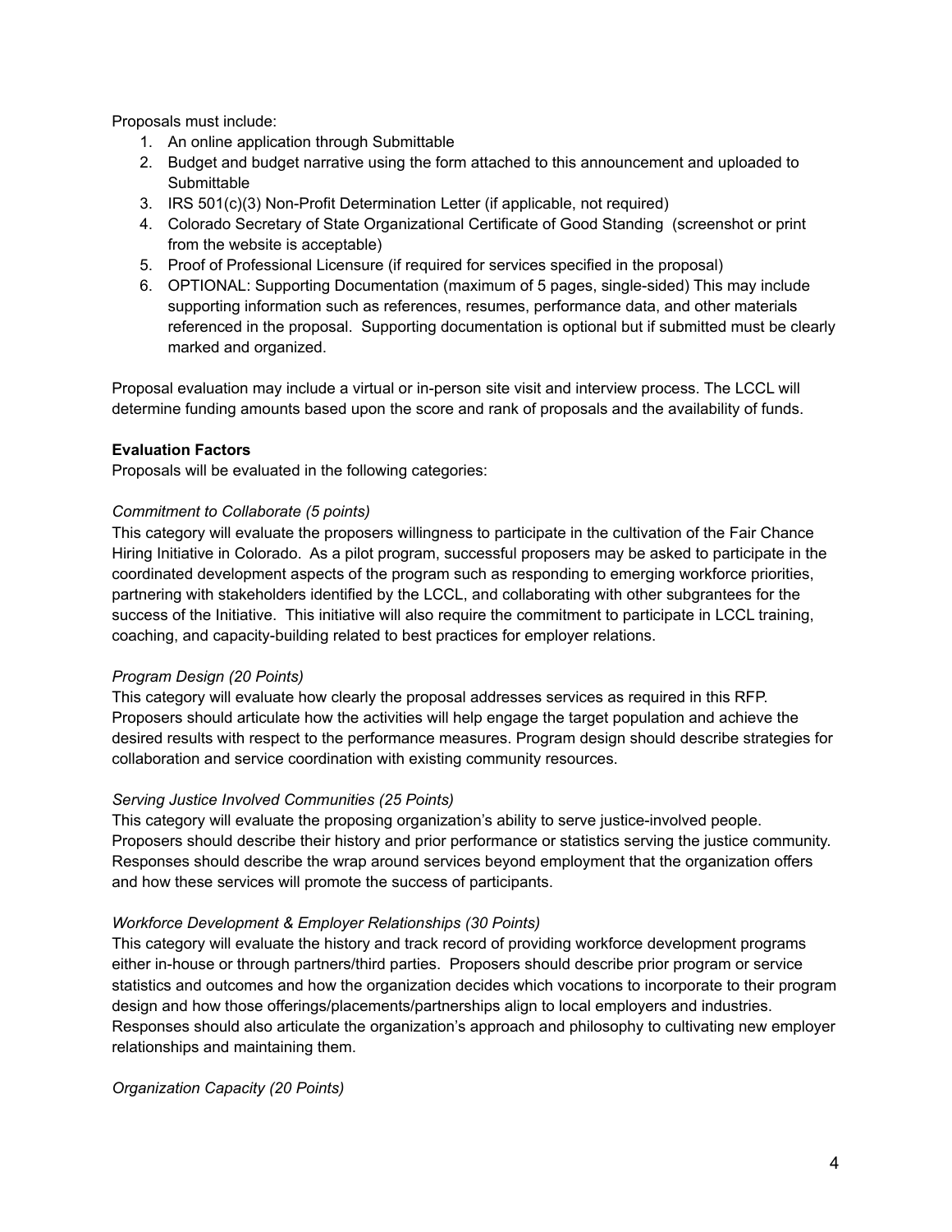Proposals must include:

1. An online application through Submittable
2. Budget and budget narrative using the form attached to this announcement and uploaded to Submittable
3. IRS 501(c)(3) Non-Profit Determination Letter (if applicable, not required)
4. Colorado Secretary of State Organizational Certificate of Good Standing (screenshot or print from the website is acceptable)
5. Proof of Professional Licensure (if required for services specified in the proposal)
6. OPTIONAL: Supporting Documentation (maximum of 5 pages, single-sided) This may include supporting information such as references, resumes, performance data, and other materials referenced in the proposal. Supporting documentation is optional but if submitted must be clearly marked and organized.

Proposal evaluation may include a virtual or in-person site visit and interview process. The LCCL will determine funding amounts based upon the score and rank of proposals and the availability of funds.

**Evaluation Factors**

Proposals will be evaluated in the following categories:

*Commitment to Collaborate (5 points)*

This category will evaluate the proposers willingness to participate in the cultivation of the Fair Chance Hiring Initiative in Colorado. As a pilot program, successful proposers may be asked to participate in the coordinated development aspects of the program such as responding to emerging workforce priorities, partnering with stakeholders identified by the LCCL, and collaborating with other subgrantees for the success of the Initiative. This initiative will also require the commitment to participate in LCCL training, coaching, and capacity-building related to best practices for employer relations.

*Program Design (20 Points)*

This category will evaluate how clearly the proposal addresses services as required in this RFP. Proposers should articulate how the activities will help engage the target population and achieve the desired results with respect to the performance measures. Program design should describe strategies for collaboration and service coordination with existing community resources.

*Serving Justice Involved Communities (25 Points)*

This category will evaluate the proposing organization's ability to serve justice-involved people. Proposers should describe their history and prior performance or statistics serving the justice community. Responses should describe the wrap around services beyond employment that the organization offers and how these services will promote the success of participants.

*Workforce Development & Employer Relationships (30 Points)*

This category will evaluate the history and track record of providing workforce development programs either in-house or through partners/third parties. Proposers should describe prior program or service statistics and outcomes and how the organization decides which vocations to incorporate to their program design and how those offerings/placements/partnerships align to local employers and industries. Responses should also articulate the organization's approach and philosophy to cultivating new employer relationships and maintaining them.

*Organization Capacity (20 Points)*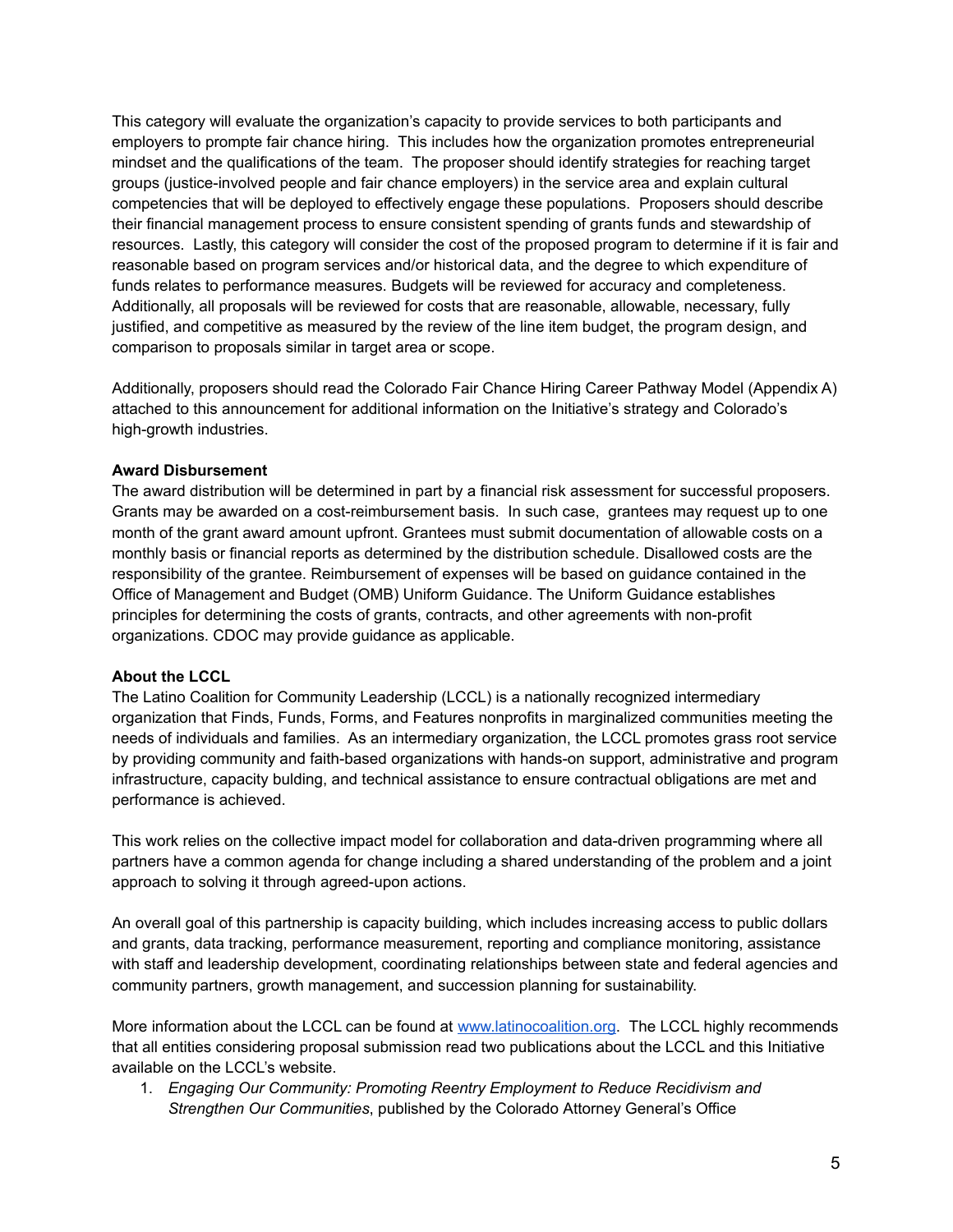This category will evaluate the organization's capacity to provide services to both participants and employers to prompte fair chance hiring. This includes how the organization promotes entrepreneurial mindset and the qualifications of the team. The proposer should identify strategies for reaching target groups (justice-involved people and fair chance employers) in the service area and explain cultural competencies that will be deployed to effectively engage these populations. Proposers should describe their financial management process to ensure consistent spending of grants funds and stewardship of resources. Lastly, this category will consider the cost of the proposed program to determine if it is fair and reasonable based on program services and/or historical data, and the degree to which expenditure of funds relates to performance measures. Budgets will be reviewed for accuracy and completeness. Additionally, all proposals will be reviewed for costs that are reasonable, allowable, necessary, fully justified, and competitive as measured by the review of the line item budget, the program design, and comparison to proposals similar in target area or scope.

Additionally, proposers should read the Colorado Fair Chance Hiring Career Pathway Model (Appendix A) attached to this announcement for additional information on the Initiative's strategy and Colorado's high-growth industries.

**Award Disbursement**

The award distribution will be determined in part by a financial risk assessment for successful proposers. Grants may be awarded on a cost-reimbursement basis. In such case, grantees may request up to one month of the grant award amount upfront. Grantees must submit documentation of allowable costs on a monthly basis or financial reports as determined by the distribution schedule. Disallowed costs are the responsibility of the grantee. Reimbursement of expenses will be based on guidance contained in the Office of Management and Budget (OMB) Uniform Guidance. The Uniform Guidance establishes principles for determining the costs of grants, contracts, and other agreements with non-profit organizations. CDOC may provide guidance as applicable.

**About the LCCL**

The Latino Coalition for Community Leadership (LCCL) is a nationally recognized intermediary organization that Finds, Funds, Forms, and Features nonprofits in marginalized communities meeting the needs of individuals and families. As an intermediary organization, the LCCL promotes grass root service by providing community and faith-based organizations with hands-on support, administrative and program infrastructure, capacity bulding, and technical assistance to ensure contractual obligations are met and performance is achieved.

This work relies on the collective impact model for collaboration and data-driven programming where all partners have a common agenda for change including a shared understanding of the problem and a joint approach to solving it through agreed-upon actions.

An overall goal of this partnership is capacity building, which includes increasing access to public dollars and grants, data tracking, performance measurement, reporting and compliance monitoring, assistance with staff and leadership development, coordinating relationships between state and federal agencies and community partners, growth management, and succession planning for sustainability.

More information about the LCCL can be found at [www.latinocoalition.org](http://www.latinocoalition.org). The LCCL highly recommends that all entities considering proposal submission read two publications about the LCCL and this Initiative available on the LCCL's website.

1. *Engaging Our Community: Promoting Reentry Employment to Reduce Recidivism and Strengthen Our Communities*, published by the Colorado Attorney General's Office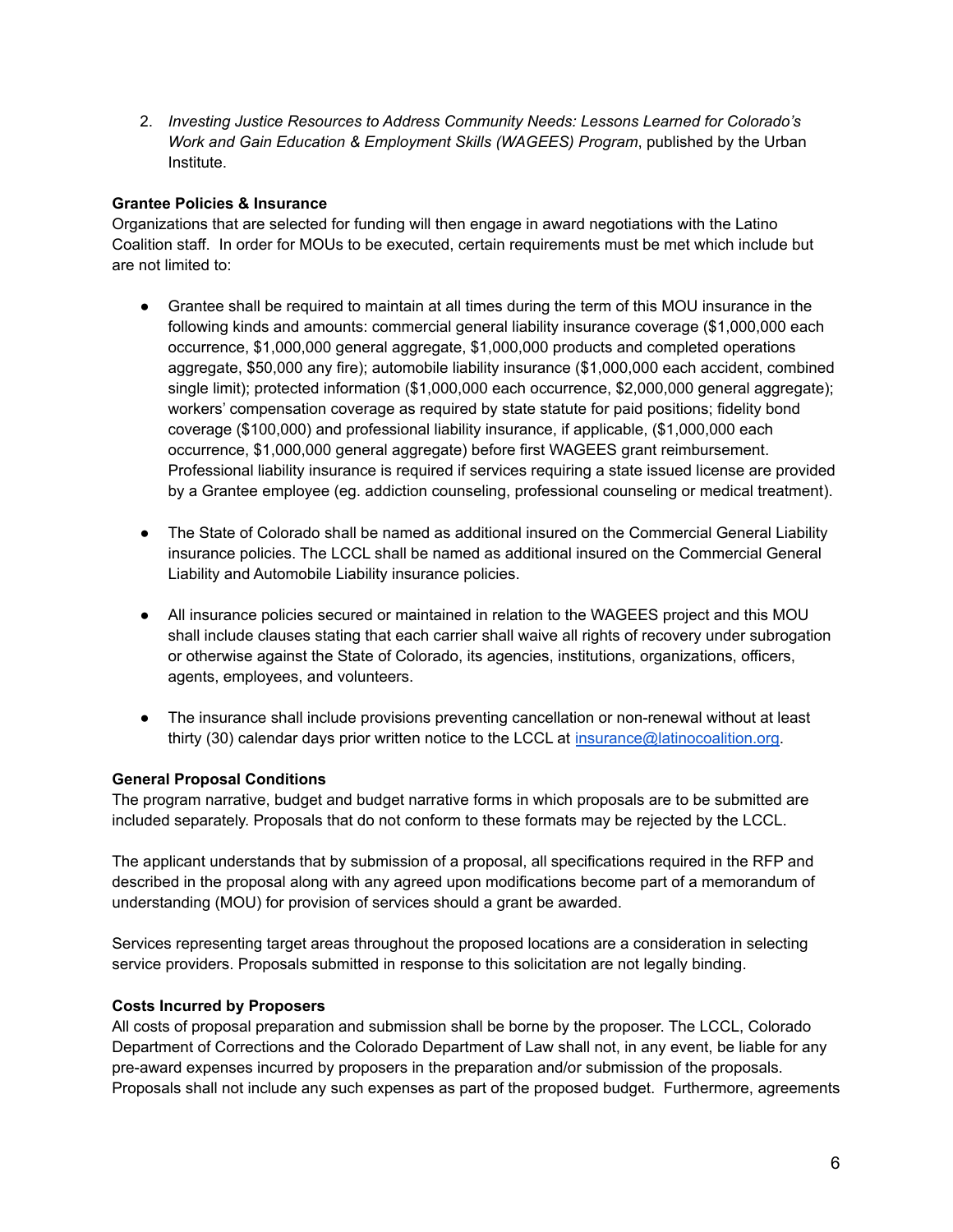2. *Investing Justice Resources to Address Community Needs: Lessons Learned for Colorado's Work and Gain Education & Employment Skills (WAGEES) Program*, published by the Urban Institute.

**Grantee Policies & Insurance**

Organizations that are selected for funding will then engage in award negotiations with the Latino Coalition staff. In order for MOUs to be executed, certain requirements must be met which include but are not limited to:

- Grantee shall be required to maintain at all times during the term of this MOU insurance in the following kinds and amounts: commercial general liability insurance coverage ($1,000,000 each occurrence, $1,000,000 general aggregate, $1,000,000 products and completed operations aggregate, $50,000 any fire); automobile liability insurance ($1,000,000 each accident, combined single limit); protected information ($1,000,000 each occurrence, $2,000,000 general aggregate); workers' compensation coverage as required by state statute for paid positions; fidelity bond coverage ($100,000) and professional liability insurance, if applicable, ($1,000,000 each occurrence, $1,000,000 general aggregate) before first WAGEES grant reimbursement. Professional liability insurance is required if services requiring a state issued license are provided by a Grantee employee (eg. addiction counseling, professional counseling or medical treatment).

- The State of Colorado shall be named as additional insured on the Commercial General Liability insurance policies. The LCCL shall be named as additional insured on the Commercial General Liability and Automobile Liability insurance policies.

- All insurance policies secured or maintained in relation to the WAGEES project and this MOU shall include clauses stating that each carrier shall waive all rights of recovery under subrogation or otherwise against the State of Colorado, its agencies, institutions, organizations, officers, agents, employees, and volunteers.

- The insurance shall include provisions preventing cancellation or non-renewal without at least thirty (30) calendar days prior written notice to the LCCL at insurance@latinocoalition.org.

**General Proposal Conditions**

The program narrative, budget and budget narrative forms in which proposals are to be submitted are included separately. Proposals that do not conform to these formats may be rejected by the LCCL.

The applicant understands that by submission of a proposal, all specifications required in the RFP and described in the proposal along with any agreed upon modifications become part of a memorandum of understanding (MOU) for provision of services should a grant be awarded.

Services representing target areas throughout the proposed locations are a consideration in selecting service providers. Proposals submitted in response to this solicitation are not legally binding.

**Costs Incurred by Proposers**

All costs of proposal preparation and submission shall be borne by the proposer. The LCCL, Colorado Department of Corrections and the Colorado Department of Law shall not, in any event, be liable for any pre-award expenses incurred by proposers in the preparation and/or submission of the proposals. Proposals shall not include any such expenses as part of the proposed budget. Furthermore, agreements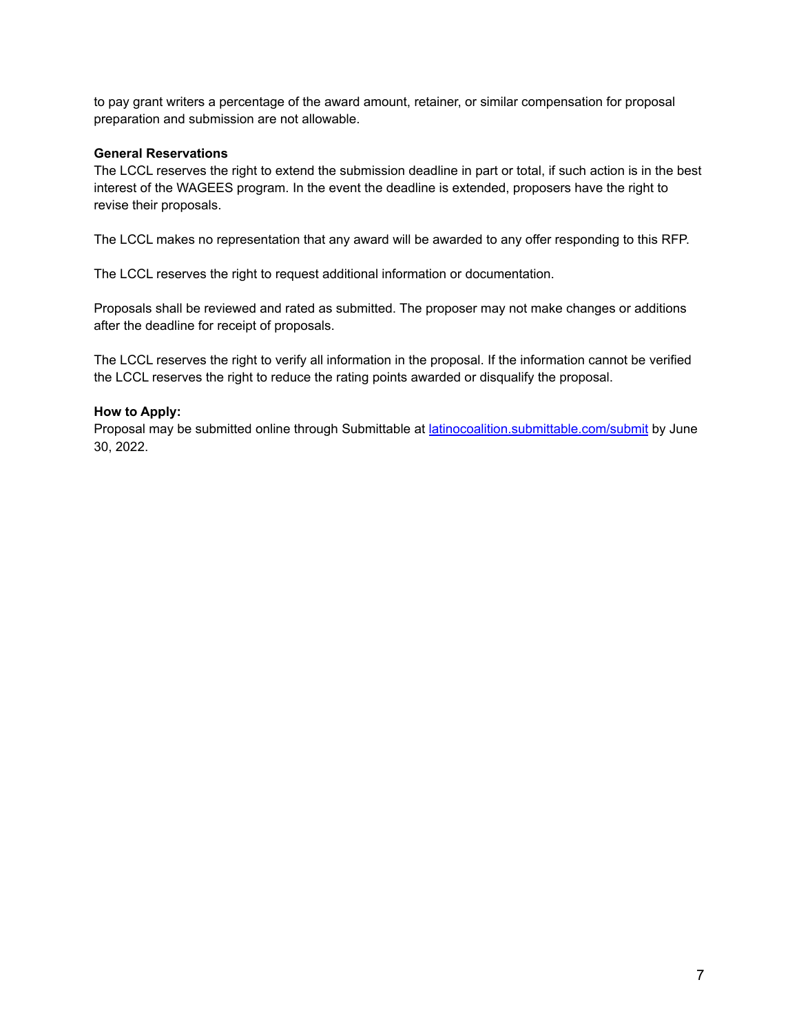to pay grant writers a percentage of the award amount, retainer, or similar compensation for proposal preparation and submission are not allowable.

**General Reservations**

The LCCL reserves the right to extend the submission deadline in part or total, if such action is in the best interest of the WAGEES program. In the event the deadline is extended, proposers have the right to revise their proposals.

The LCCL makes no representation that any award will be awarded to any offer responding to this RFP.

The LCCL reserves the right to request additional information or documentation.

Proposals shall be reviewed and rated as submitted. The proposer may not make changes or additions after the deadline for receipt of proposals.

The LCCL reserves the right to verify all information in the proposal. If the information cannot be verified the LCCL reserves the right to reduce the rating points awarded or disqualify the proposal.

**How to Apply:**

Proposal may be submitted online through Submittable at [latinocoalition.submittable.com/submit](latinocoalition.submittable.com/submit) by June 30, 2022.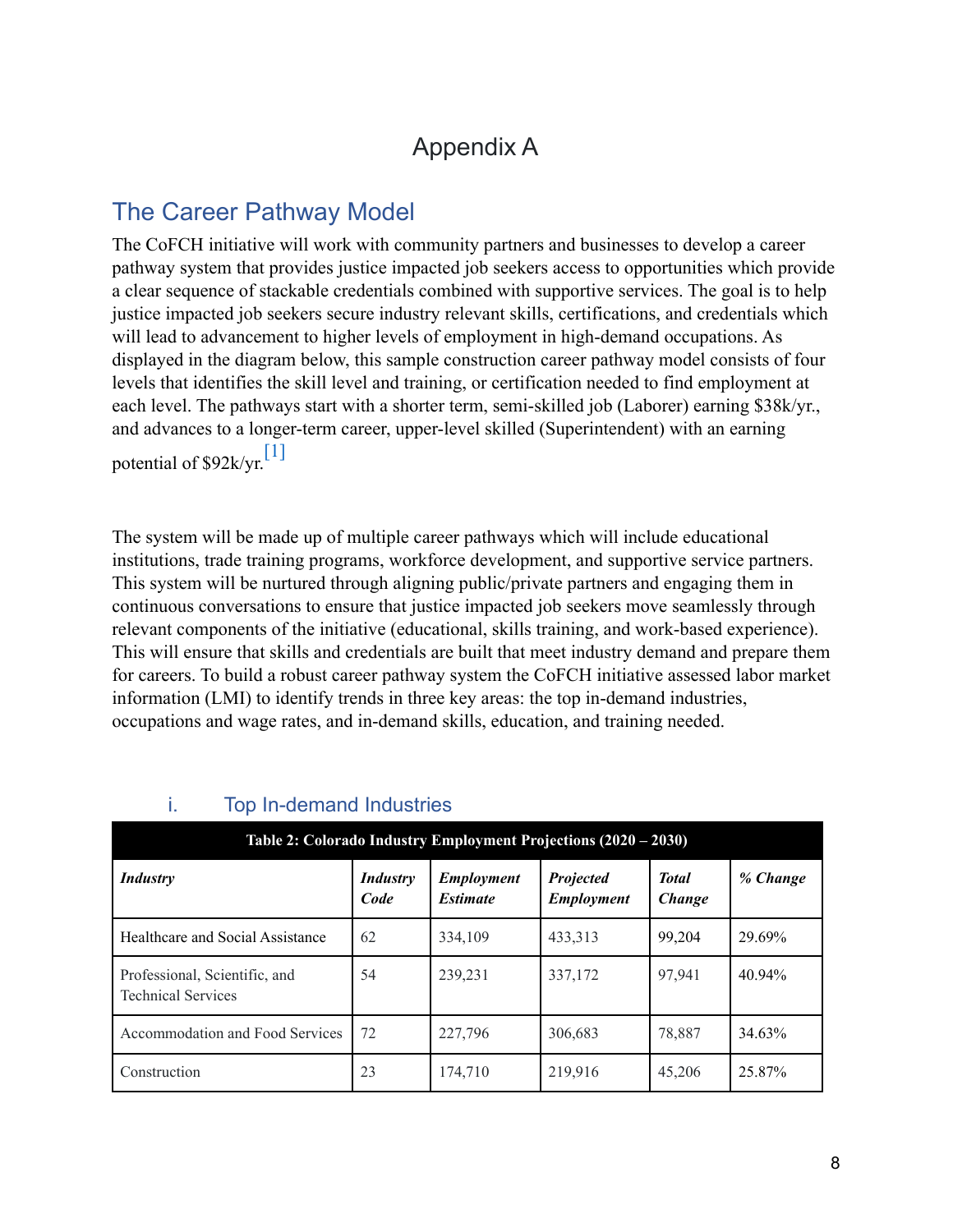# Appendix A

## The Career Pathway Model

The CoFCH initiative will work with community partners and businesses to develop a career pathway system that provides justice impacted job seekers access to opportunities which provide a clear sequence of stackable credentials combined with supportive services. The goal is to help justice impacted job seekers secure industry relevant skills, certifications, and credentials which will lead to advancement to higher levels of employment in high-demand occupations. As displayed in the diagram below, this sample construction career pathway model consists of four levels that identifies the skill level and training, or certification needed to find employment at each level. The pathways start with a shorter term, semi-skilled job (Laborer) earning $38k/yr., and advances to a longer-term career, upper-level skilled (Superintendent) with an earning potential of $92k/yr.[1]

The system will be made up of multiple career pathways which will include educational institutions, trade training programs, workforce development, and supportive service partners. This system will be nurtured through aligning public/private partners and engaging them in continuous conversations to ensure that justice impacted job seekers move seamlessly through relevant components of the initiative (educational, skills training, and work-based experience). This will ensure that skills and credentials are built that meet industry demand and prepare them for careers. To build a robust career pathway system the CoFCH initiative assessed labor market information (LMI) to identify trends in three key areas: the top in-demand industries, occupations and wage rates, and in-demand skills, education, and training needed.

### i. Top In-demand Industries

**Table 2: Colorado Industry Employment Projections (2020 – 2030)**

| *Industry* | *Industry Code* | *Employment Estimate* | *Projected Employment* | *Total Change* | *% Change* |
|---|---|---|---|---|---|
| Healthcare and Social Assistance | 62 | 334,109 | 433,313 | 99,204 | 29.69% |
| Professional, Scientific, and Technical Services | 54 | 239,231 | 337,172 | 97,941 | 40.94% |
| Accommodation and Food Services | 72 | 227,796 | 306,683 | 78,887 | 34.63% |
| Construction | 23 | 174,710 | 219,916 | 45,206 | 25.87% |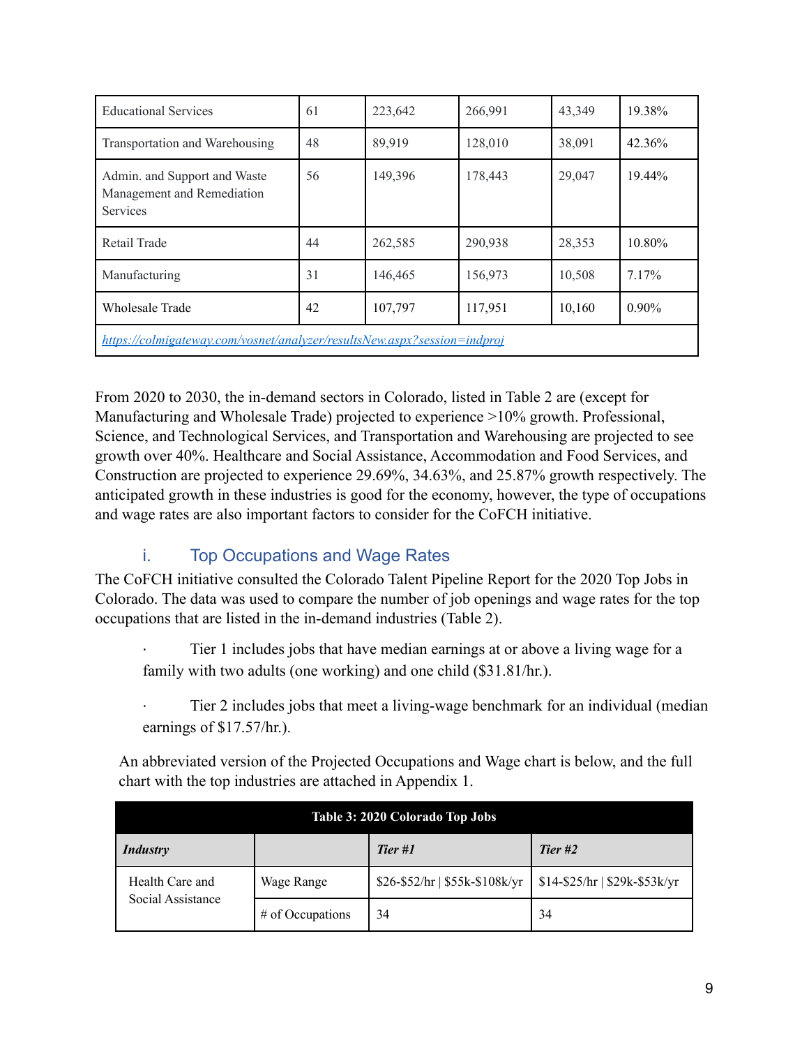| Educational Services | 61 | 223,642 | 266,991 | 43,349 | 19.38% |
|---|---|---|---|---|---|
| Transportation and Warehousing | 48 | 89,919 | 128,010 | 38,091 | 42.36% |
| Admin. and Support and Waste Management and Remediation Services | 56 | 149,396 | 178,443 | 29,047 | 19.44% |
| Retail Trade | 44 | 262,585 | 290,938 | 28,353 | 10.80% |
| Manufacturing | 31 | 146,465 | 156,973 | 10,508 | 7.17% |
| Wholesale Trade | 42 | 107,797 | 117,951 | 10,160 | 0.90% |
| https://colmigateway.com/vosnet/analyzer/resultsNew.aspx?session=indproj | | | | | |

From 2020 to 2030, the in-demand sectors in Colorado, listed in Table 2 are (except for Manufacturing and Wholesale Trade) projected to experience >10% growth. Professional, Science, and Technological Services, and Transportation and Warehousing are projected to see growth over 40%. Healthcare and Social Assistance, Accommodation and Food Services, and Construction are projected to experience 29.69%, 34.63%, and 25.87% growth respectively. The anticipated growth in these industries is good for the economy, however, the type of occupations and wage rates are also important factors to consider for the CoFCH initiative.

### i. Top Occupations and Wage Rates

The CoFCH initiative consulted the Colorado Talent Pipeline Report for the 2020 Top Jobs in Colorado. The data was used to compare the number of job openings and wage rates for the top occupations that are listed in the in-demand industries (Table 2).

- Tier 1 includes jobs that have median earnings at or above a living wage for a family with two adults (one working) and one child ($31.81/hr.).
- Tier 2 includes jobs that meet a living-wage benchmark for an individual (median earnings of $17.57/hr.).

An abbreviated version of the Projected Occupations and Wage chart is below, and the full chart with the top industries are attached in Appendix 1.

**Table 3: 2020 Colorado Top Jobs**

| ***Industry*** | | ***Tier #1*** | ***Tier #2*** |
|---|---|---|---|
| Health Care and Social Assistance | Wage Range | $26-$52/hr \| $55k-$108k/yr | $14-$25/hr \| $29k-$53k/yr |
| | # of Occupations | 34 | 34 |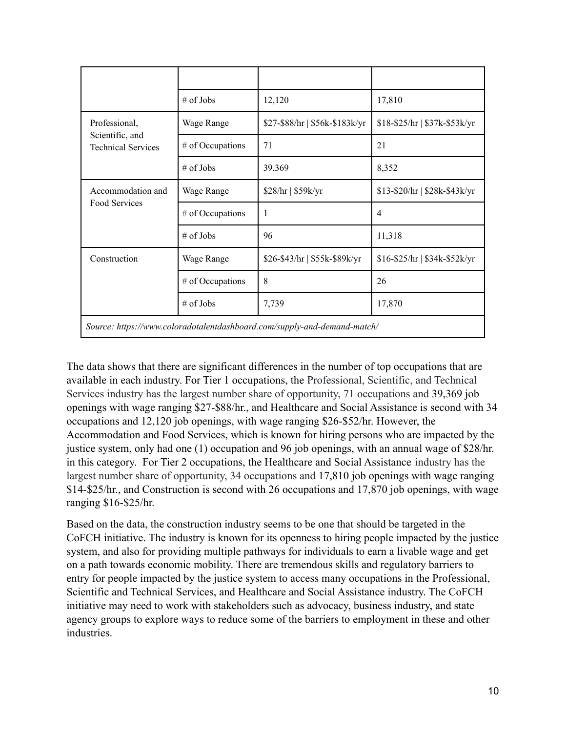| | | | |
|---|---|---|---|
| | # of Jobs | 12,120 | 17,810 |
| Professional, Scientific, and Technical Services | Wage Range | $27-$88/hr \| $56k-$183k/yr | $18-$25/hr \| $37k-$53k/yr |
| | # of Occupations | 71 | 21 |
| | # of Jobs | 39,369 | 8,352 |
| Accommodation and Food Services | Wage Range | $28/hr \| $59k/yr | $13-$20/hr \| $28k-$43k/yr |
| | # of Occupations | 1 | 4 |
| | # of Jobs | 96 | 11,318 |
| Construction | Wage Range | $26-$43/hr \| $55k-$89k/yr | $16-$25/hr \| $34k-$52k/yr |
| | # of Occupations | 8 | 26 |
| | # of Jobs | 7,739 | 17,870 |
| *Source: https://www.coloradotalentdashboard.com/supply-and-demand-match/* | | | |

The data shows that there are significant differences in the number of top occupations that are available in each industry. For Tier 1 occupations, the Professional, Scientific, and Technical Services industry has the largest number share of opportunity, 71 occupations and 39,369 job openings with wage ranging $27-$88/hr., and Healthcare and Social Assistance is second with 34 occupations and 12,120 job openings, with wage ranging $26-$52/hr. However, the Accommodation and Food Services, which is known for hiring persons who are impacted by the justice system, only had one (1) occupation and 96 job openings, with an annual wage of $28/hr. in this category. For Tier 2 occupations, the Healthcare and Social Assistance industry has the largest number share of opportunity, 34 occupations and 17,810 job openings with wage ranging $14-$25/hr., and Construction is second with 26 occupations and 17,870 job openings, with wage ranging $16-$25/hr.

Based on the data, the construction industry seems to be one that should be targeted in the CoFCH initiative. The industry is known for its openness to hiring people impacted by the justice system, and also for providing multiple pathways for individuals to earn a livable wage and get on a path towards economic mobility. There are tremendous skills and regulatory barriers to entry for people impacted by the justice system to access many occupations in the Professional, Scientific and Technical Services, and Healthcare and Social Assistance industry. The CoFCH initiative may need to work with stakeholders such as advocacy, business industry, and state agency groups to explore ways to reduce some of the barriers to employment in these and other industries.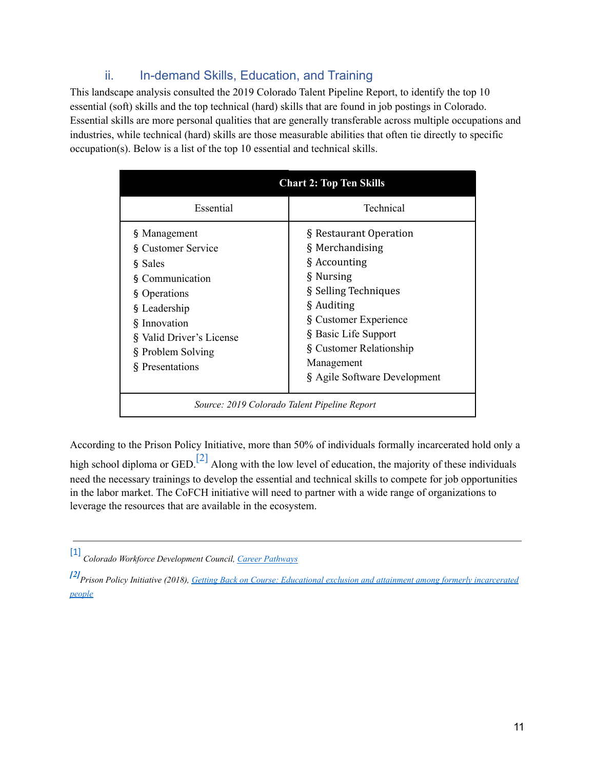### ii. In-demand Skills, Education, and Training

This landscape analysis consulted the 2019 Colorado Talent Pipeline Report, to identify the top 10 essential (soft) skills and the top technical (hard) skills that are found in job postings in Colorado. Essential skills are more personal qualities that are generally transferable across multiple occupations and industries, while technical (hard) skills are those measurable abilities that often tie directly to specific occupation(s). Below is a list of the top 10 essential and technical skills.

**Chart 2: Top Ten Skills**

| Essential | Technical |
|---|---|
| § Management | § Restaurant Operation |
| § Customer Service | § Merchandising |
| § Sales | § Accounting |
| § Communication | § Nursing |
| § Operations | § Selling Techniques |
| § Leadership | § Auditing |
| § Innovation | § Customer Experience |
| § Valid Driver's License | § Basic Life Support |
| § Problem Solving | § Customer Relationship Management |
| § Presentations | § Agile Software Development |

*Source: 2019 Colorado Talent Pipeline Report*

According to the Prison Policy Initiative, more than 50% of individuals formally incarcerated hold only a high school diploma or GED.[2] Along with the low level of education, the majority of these individuals need the necessary trainings to develop the essential and technical skills to compete for job opportunities in the labor market. The CoFCH initiative will need to partner with a wide range of organizations to leverage the resources that are available in the ecosystem.

---

[1] *Colorado Workforce Development Council, Career Pathways*

[2] *Prison Policy Initiative (2018), Getting Back on Course: Educational exclusion and attainment among formerly incarcerated people*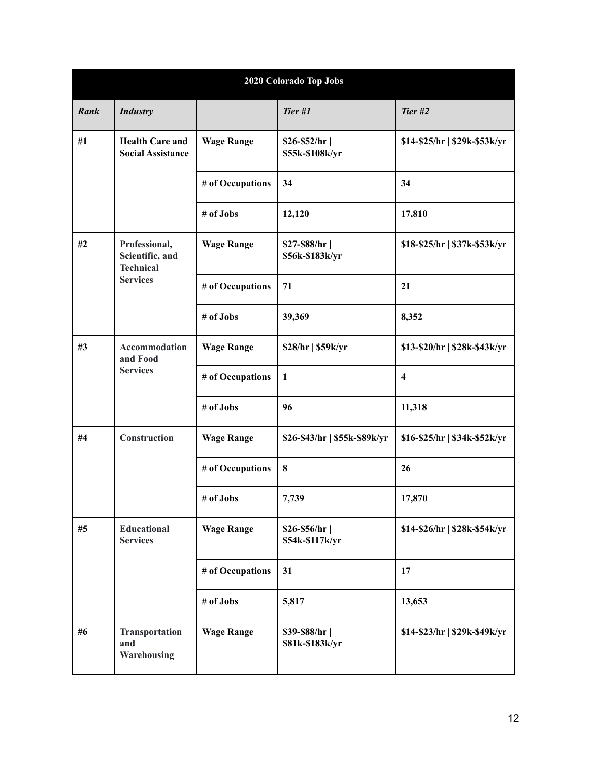| 2020 Colorado Top Jobs | | | | |
|---|---|---|---|---|
| ***Rank*** | ***Industry*** | | ***Tier #1*** | ***Tier #2*** |
| **#1** | **Health Care and Social Assistance** | **Wage Range** | **$26-$52/hr \| $55k-$108k/yr** | **$14-$25/hr \| $29k-$53k/yr** |
| | | **# of Occupations** | **34** | **34** |
| | | **# of Jobs** | **12,120** | **17,810** |
| **#2** | **Professional, Scientific, and Technical Services** | **Wage Range** | **$27-$88/hr \| $56k-$183k/yr** | **$18-$25/hr \| $37k-$53k/yr** |
| | | **# of Occupations** | **71** | **21** |
| | | **# of Jobs** | **39,369** | **8,352** |
| **#3** | **Accommodation and Food Services** | **Wage Range** | **$28/hr \| $59k/yr** | **$13-$20/hr \| $28k-$43k/yr** |
| | | **# of Occupations** | **1** | **4** |
| | | **# of Jobs** | **96** | **11,318** |
| **#4** | **Construction** | **Wage Range** | **$26-$43/hr \| $55k-$89k/yr** | **$16-$25/hr \| $34k-$52k/yr** |
| | | **# of Occupations** | **8** | **26** |
| | | **# of Jobs** | **7,739** | **17,870** |
| **#5** | **Educational Services** | **Wage Range** | **$26-$56/hr \| $54k-$117k/yr** | **$14-$26/hr \| $28k-$54k/yr** |
| | | **# of Occupations** | **31** | **17** |
| | | **# of Jobs** | **5,817** | **13,653** |
| **#6** | **Transportation and Warehousing** | **Wage Range** | **$39-$88/hr \| $81k-$183k/yr** | **$14-$23/hr \| $29k-$49k/yr** |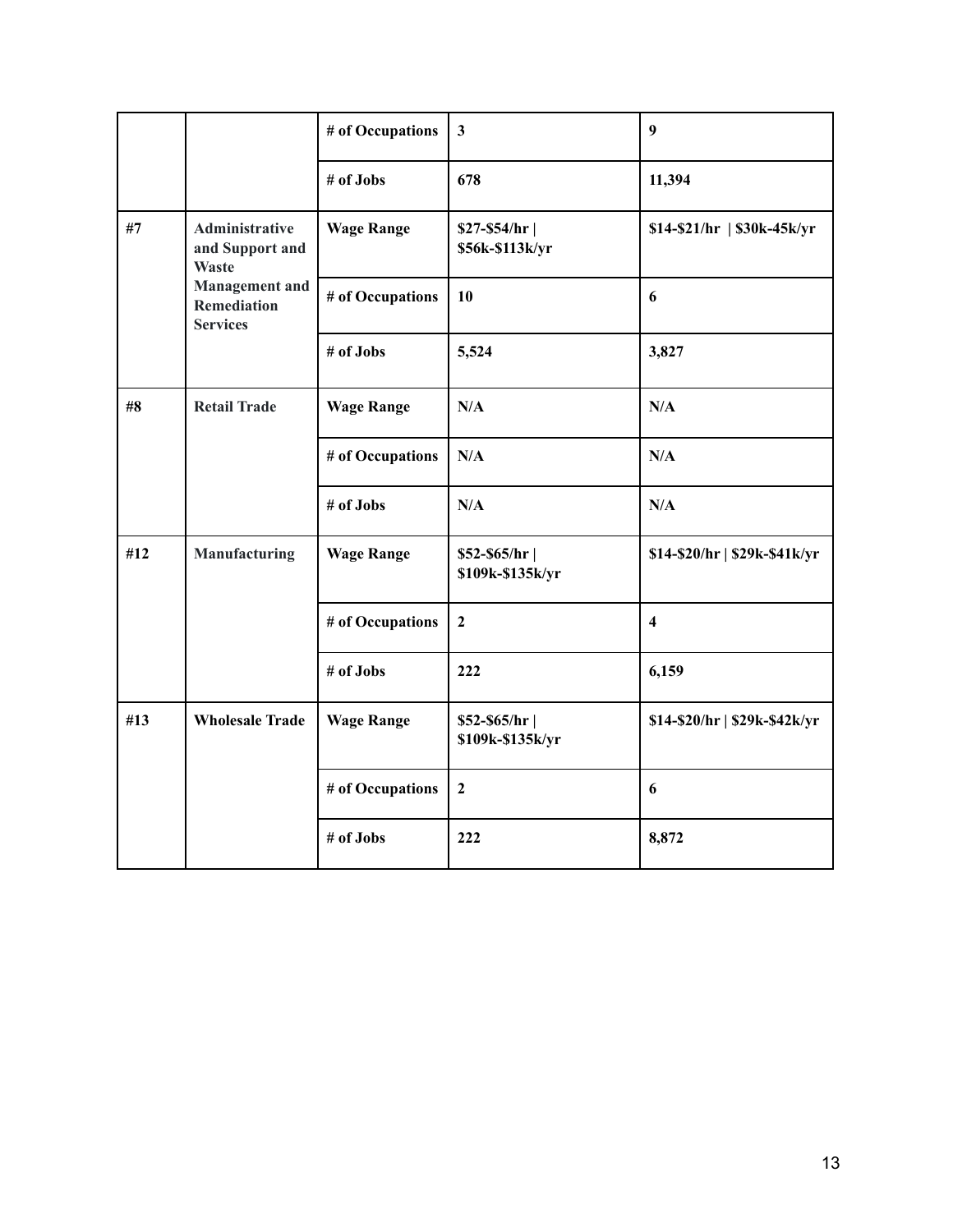| | | | | |
|---|---|---|---|---|
| | | **# of Occupations** | **3** | **9** |
| | | **# of Jobs** | **678** | **11,394** |
| **#7** | **Administrative and Support and Waste Management and Remediation Services** | **Wage Range** | **$27-$54/hr \| $56k-$113k/yr** | **$14-$21/hr \| $30k-45k/yr** |
| | | **# of Occupations** | **10** | **6** |
| | | **# of Jobs** | **5,524** | **3,827** |
| **#8** | **Retail Trade** | **Wage Range** | **N/A** | **N/A** |
| | | **# of Occupations** | **N/A** | **N/A** |
| | | **# of Jobs** | **N/A** | **N/A** |
| **#12** | **Manufacturing** | **Wage Range** | **$52-$65/hr \| $109k-$135k/yr** | **$14-$20/hr \| $29k-$41k/yr** |
| | | **# of Occupations** | **2** | **4** |
| | | **# of Jobs** | **222** | **6,159** |
| **#13** | **Wholesale Trade** | **Wage Range** | **$52-$65/hr \| $109k-$135k/yr** | **$14-$20/hr \| $29k-$42k/yr** |
| | | **# of Occupations** | **2** | **6** |
| | | **# of Jobs** | **222** | **8,872** |